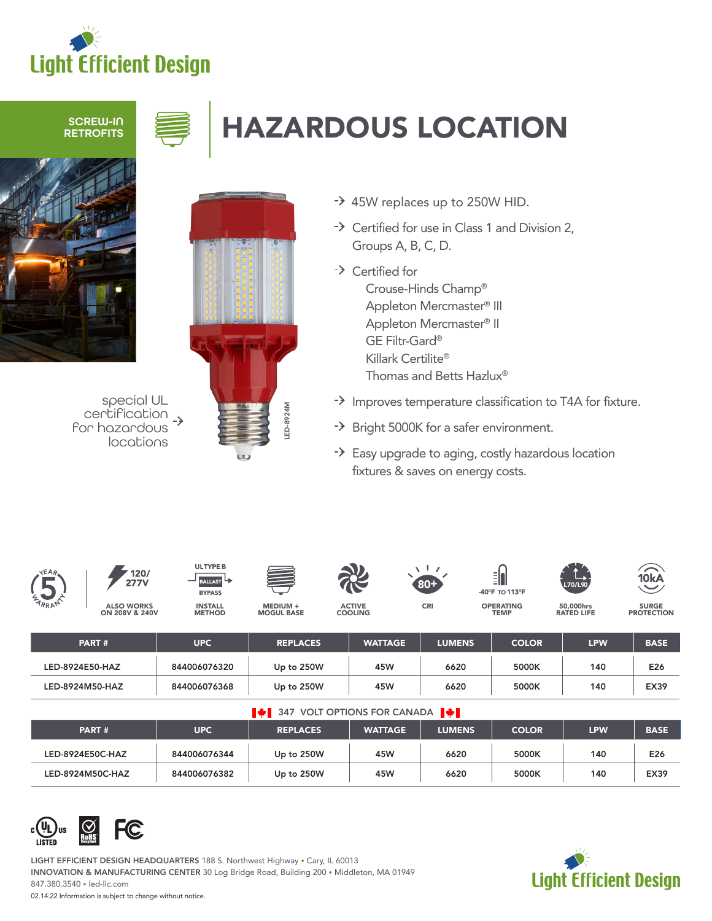# Light Efficient Design

SCREW-IN RETROFITS

# HAZARDOUS LOCATION

special UL certification for hazardous locations

LED-8924M

- 45W replaces up to 250W HID.
- Certified for use in Class 1 and Division 2, Groups A, B, C, D.
- Certified for
  - Crouse-Hinds Champ®
  - Appleton Mercmaster® III
  - Appleton Mercmaster® II
  - GE Filtr-Gard®
  - Killark Certilite®
  - Thomas and Betts Hazlux®
- Improves temperature classification to T4A for fixture.
- Bright 5000K for a safer environment.
- Easy upgrade to aging, costly hazardous location fixtures & saves on energy costs.

5 YEAR WARRANTY

120/277V — ALSO WORKS ON 208V & 240V

ULTYPE B BALLAST BYPASS — INSTALL METHOD

MEDIUM + MOGUL BASE

ACTIVE COOLING

80+ CRI

-40°F TO 113°F OPERATING TEMP

L70/L90 50,000hrs RATED LIFE

10kA SURGE PROTECTION

| PART # | UPC | REPLACES | WATTAGE | LUMENS | COLOR | LPW | BASE |
|---|---|---|---|---|---|---|---|
| LED-8924E50-HAZ | 844006076320 | Up to 250W | 45W | 6620 | 5000K | 140 | E26 |
| LED-8924M50-HAZ | 844006076368 | Up to 250W | 45W | 6620 | 5000K | 140 | EX39 |

347 VOLT OPTIONS FOR CANADA

| PART # | UPC | REPLACES | WATTAGE | LUMENS | COLOR | LPW | BASE |
|---|---|---|---|---|---|---|---|
| LED-8924E50C-HAZ | 844006076344 | Up to 250W | 45W | 6620 | 5000K | 140 | E26 |
| LED-8924M50C-HAZ | 844006076382 | Up to 250W | 45W | 6620 | 5000K | 140 | EX39 |

c UL us LISTED · RoHS Compliant · FC

LIGHT EFFICIENT DESIGN HEADQUARTERS 188 S. Northwest Highway • Cary, IL 60013
INNOVATION & MANUFACTURING CENTER 30 Log Bridge Road, Building 200 • Middleton, MA 01949
847.380.3540 • led-llc.com
02.14.22 Information is subject to change without notice.

Light Efficient Design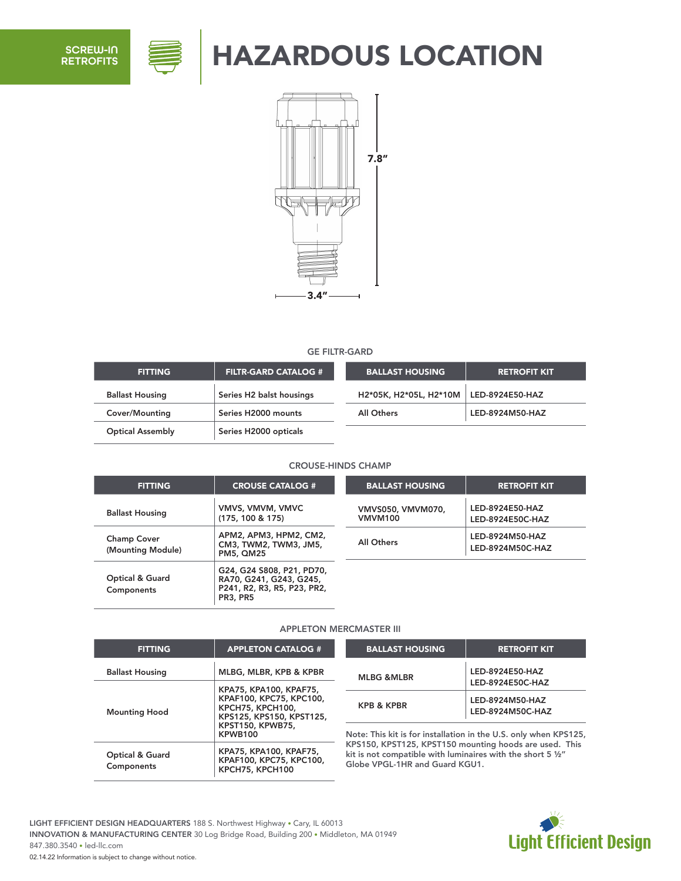SCREW-IN RETROFITS

# HAZARDOUS LOCATION

7.8"

3.4"

## GE FILTR-GARD

| FITTING | FILTR-GARD CATALOG # |
|---|---|
| Ballast Housing | Series H2 balst housings |
| Cover/Mounting | Series H2000 mounts |
| Optical Assembly | Series H2000 opticals |

| BALLAST HOUSING | RETROFIT KIT |
|---|---|
| H2*05K, H2*05L, H2*10M | LED-8924E50-HAZ |
| All Others | LED-8924M50-HAZ |

## CROUSE-HINDS CHAMP

| FITTING | CROUSE CATALOG # |
|---|---|
| Ballast Housing | VMVS, VMVM, VMVC (175, 100 & 175) |
| Champ Cover (Mounting Module) | APM2, APM3, HPM2, CM2, CM3, TWM2, TWM3, JM5, PM5, QM25 |
| Optical & Guard Components | G24, G24 S808, P21, PD70, RA70, G241, G243, G245, P241, R2, R3, R5, P23, PR2, PR3, PR5 |

| BALLAST HOUSING | RETROFIT KIT |
|---|---|
| VMVS050, VMVM070, VMVM100 | LED-8924E50-HAZ<br>LED-8924E50C-HAZ |
| All Others | LED-8924M50-HAZ<br>LED-8924M50C-HAZ |

## APPLETON MERCMASTER III

| FITTING | APPLETON CATALOG # |
|---|---|
| Ballast Housing | MLBG, MLBR, KPB & KPBR |
| Mounting Hood | KPA75, KPA100, KPAF75, KPAF100, KPC75, KPC100, KPCH75, KPCH100, KPS125, KPS150, KPST125, KPST150, KPWB75, KPWB100 |
| Optical & Guard Components | KPA75, KPA100, KPAF75, KPAF100, KPC75, KPC100, KPCH75, KPCH100 |

| BALLAST HOUSING | RETROFIT KIT |
|---|---|
| MLBG &MLBR | LED-8924E50-HAZ<br>LED-8924E50C-HAZ |
| KPB & KPBR | LED-8924M50-HAZ<br>LED-8924M50C-HAZ |

Note: This kit is for installation in the U.S. only when KPS125, KPS150, KPST125, KPST150 mounting hoods are used. This kit is not compatible with luminaires with the short 5 ½" Globe VPGL-1HR and Guard KGU1.

**LIGHT EFFICIENT DESIGN HEADQUARTERS** 188 S. Northwest Highway • Cary, IL 60013
**INNOVATION & MANUFACTURING CENTER** 30 Log Bridge Road, Building 200 • Middleton, MA 01949
847.380.3540 • led-llc.com
02.14.22 Information is subject to change without notice.

Light Efficient Design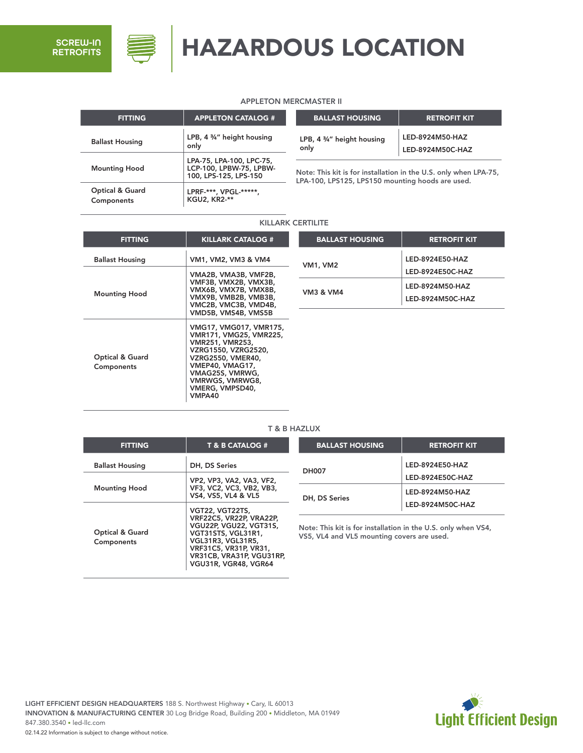SCREW-IN RETROFITS

# HAZARDOUS LOCATION

## APPLETON MERCMASTER II

| FITTING | APPLETON CATALOG # |
|---|---|
| Ballast Housing | LPB, 4 ¾" height housing only |
| Mounting Hood | LPA-75, LPA-100, LPC-75, LCP-100, LPBW-75, LPBW-100, LPS-125, LPS-150 |
| Optical & Guard Components | LPRF-***, VPGL-*****, KGU2, KR2-** |

| BALLAST HOUSING | RETROFIT KIT |
|---|---|
| LPB, 4 ¾" height housing only | LED-8924M50-HAZ<br>LED-8924M50C-HAZ |

Note: This kit is for installation in the U.S. only when LPA-75, LPA-100, LPS125, LPS150 mounting hoods are used.

## KILLARK CERTILITE

| FITTING | KILLARK CATALOG # |
|---|---|
| Ballast Housing | VM1, VM2, VM3 & VM4 |
| Mounting Hood | VMA2B, VMA3B, VMF2B, VMF3B, VMX2B, VMX3B, VMX6B, VMX7B, VMX8B, VMX9B, VMB2B, VMB3B, VMC2B, VMC3B, VMD4B, VMD5B, VMS4B, VMS5B |
| Optical & Guard Components | VMG17, VMG017, VMR175, VMR171, VMG25, VMR225, VMR251, VMR253, VZRG1550, VZRG2520, VZRG2550, VMER40, VMEP40, VMAG17, VMAG25S, VMRWG, VMRWGS, VMRWG8, VMERG, VMPSD40, VMPA40 |

| BALLAST HOUSING | RETROFIT KIT |
|---|---|
| VM1, VM2 | LED-8924E50-HAZ<br>LED-8924E50C-HAZ |
| VM3 & VM4 | LED-8924M50-HAZ<br>LED-8924M50C-HAZ |

## T & B HAZLUX

| FITTING | T & B CATALOG # |
|---|---|
| Ballast Housing | DH, DS Series |
| Mounting Hood | VP2, VP3, VA2, VA3, VF2, VF3, VC2, VC3, VB2, VB3, VS4, VS5, VL4 & VL5 |
| Optical & Guard Components | VGT22, VGT22TS, VRF22C5, VR22P, VRA22P, VGU22P, VGU22, VGT31S, VGT31STS, VGL31R1, VGL31R3, VGL31R5, VRF31C5, VR31P, VR31, VR31CB, VRA31P, VGU31RP, VGU31R, VGR48, VGR64 |

| BALLAST HOUSING | RETROFIT KIT |
|---|---|
| DH007 | LED-8924E50-HAZ<br>LED-8924E50C-HAZ |
| DH, DS Series | LED-8924M50-HAZ<br>LED-8924M50C-HAZ |

Note: This kit is for installation in the U.S. only when VS4, VS5, VL4 and VL5 mounting covers are used.

**LIGHT EFFICIENT DESIGN HEADQUARTERS** 188 S. Northwest Highway • Cary, IL 60013
**INNOVATION & MANUFACTURING CENTER** 30 Log Bridge Road, Building 200 • Middleton, MA 01949
847.380.3540 • led-llc.com
02.14.22 Information is subject to change without notice.

Light Efficient Design